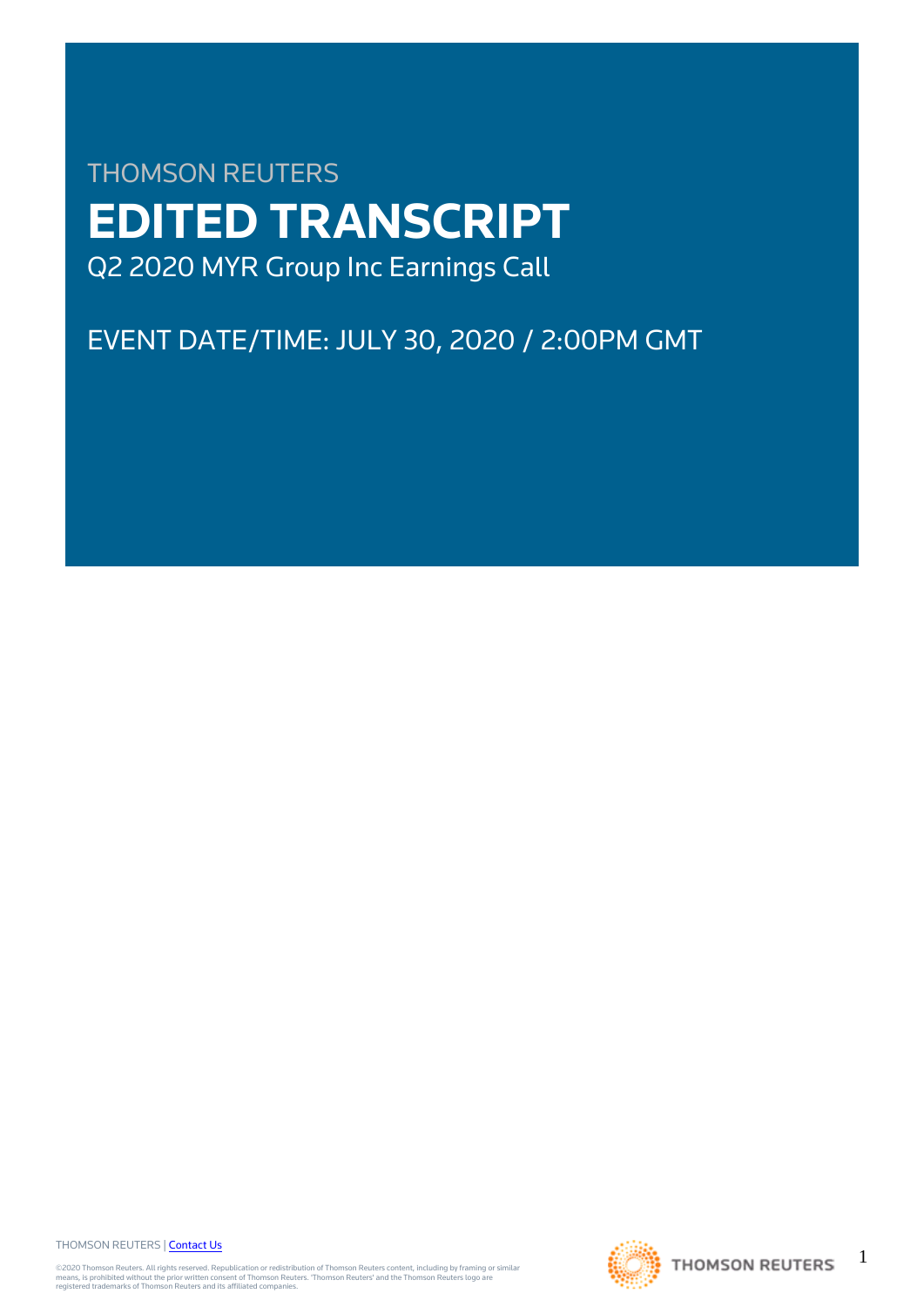THOMSON REUTERS

# EDITED TRANSCRIPT

Q2 2020 MYR Group Inc Earnings Call

EVENT DATE/TIME: JULY 30, 2020 / 2:00PM GMT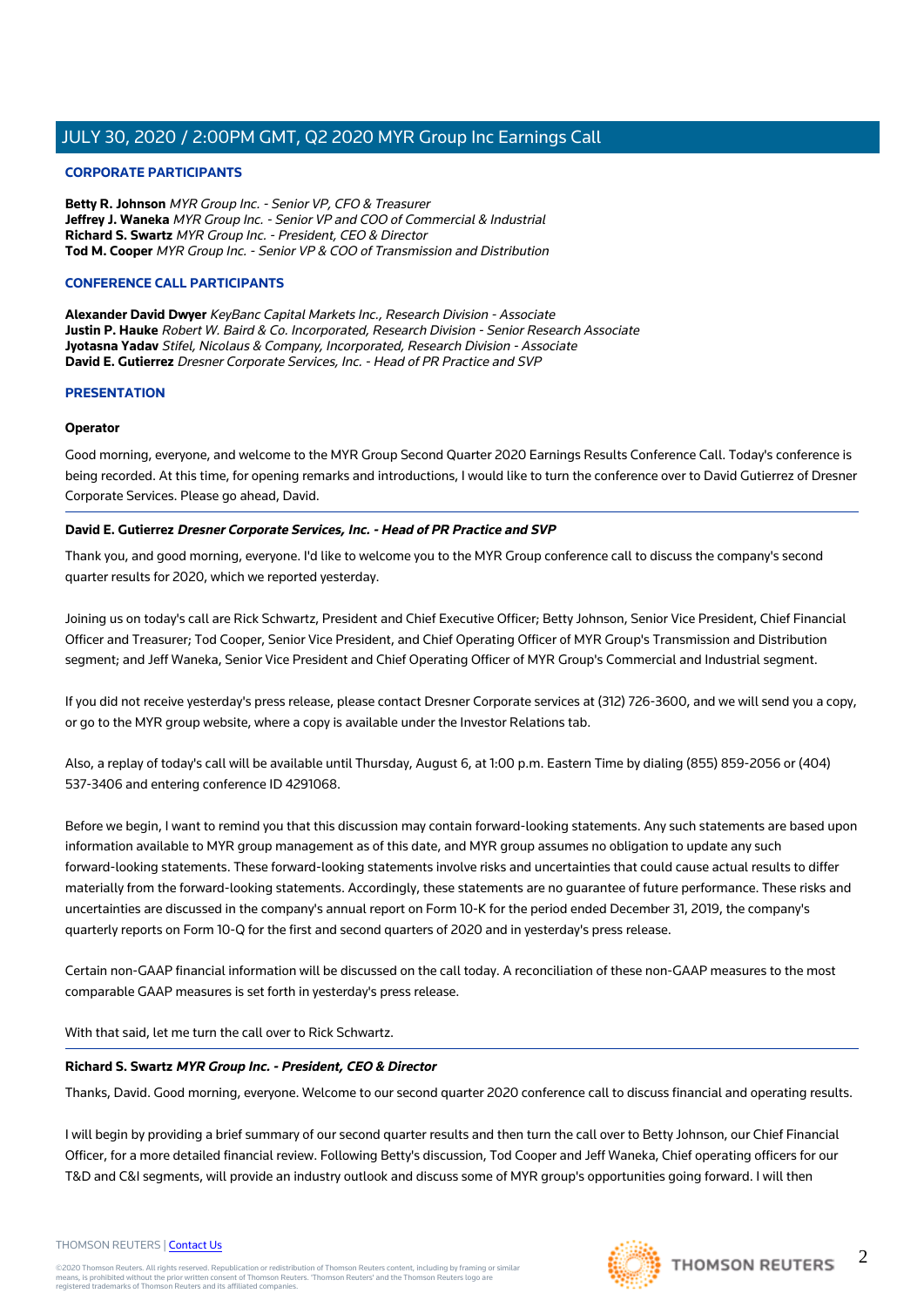## CORPORATE PARTICIPANTS

**Betty R. Johnson** *MYR Group Inc. - Senior VP, CFO & Treasurer*
**Jeffrey J. Waneka** *MYR Group Inc. - Senior VP and COO of Commercial & Industrial*
**Richard S. Swartz** *MYR Group Inc. - President, CEO & Director*
**Tod M. Cooper** *MYR Group Inc. - Senior VP & COO of Transmission and Distribution*

## CONFERENCE CALL PARTICIPANTS

**Alexander David Dwyer** *KeyBanc Capital Markets Inc., Research Division - Associate*
**Justin P. Hauke** *Robert W. Baird & Co. Incorporated, Research Division - Senior Research Associate*
**Jyotasna Yadav** *Stifel, Nicolaus & Company, Incorporated, Research Division - Associate*
**David E. Gutierrez** *Dresner Corporate Services, Inc. - Head of PR Practice and SVP*

## PRESENTATION

**Operator**

Good morning, everyone, and welcome to the MYR Group Second Quarter 2020 Earnings Results Conference Call. Today's conference is being recorded. At this time, for opening remarks and introductions, I would like to turn the conference over to David Gutierrez of Dresner Corporate Services. Please go ahead, David.

---

**David E. Gutierrez** ***Dresner Corporate Services, Inc. - Head of PR Practice and SVP***

Thank you, and good morning, everyone. I'd like to welcome you to the MYR Group conference call to discuss the company's second quarter results for 2020, which we reported yesterday.

Joining us on today's call are Rick Schwartz, President and Chief Executive Officer; Betty Johnson, Senior Vice President, Chief Financial Officer and Treasurer; Tod Cooper, Senior Vice President, and Chief Operating Officer of MYR Group's Transmission and Distribution segment; and Jeff Waneka, Senior Vice President and Chief Operating Officer of MYR Group's Commercial and Industrial segment.

If you did not receive yesterday's press release, please contact Dresner Corporate services at (312) 726-3600, and we will send you a copy, or go to the MYR group website, where a copy is available under the Investor Relations tab.

Also, a replay of today's call will be available until Thursday, August 6, at 1:00 p.m. Eastern Time by dialing (855) 859-2056 or (404) 537-3406 and entering conference ID 4291068.

Before we begin, I want to remind you that this discussion may contain forward-looking statements. Any such statements are based upon information available to MYR group management as of this date, and MYR group assumes no obligation to update any such forward-looking statements. These forward-looking statements involve risks and uncertainties that could cause actual results to differ materially from the forward-looking statements. Accordingly, these statements are no guarantee of future performance. These risks and uncertainties are discussed in the company's annual report on Form 10-K for the period ended December 31, 2019, the company's quarterly reports on Form 10-Q for the first and second quarters of 2020 and in yesterday's press release.

Certain non-GAAP financial information will be discussed on the call today. A reconciliation of these non-GAAP measures to the most comparable GAAP measures is set forth in yesterday's press release.

With that said, let me turn the call over to Rick Schwartz.

---

**Richard S. Swartz** ***MYR Group Inc. - President, CEO & Director***

Thanks, David. Good morning, everyone. Welcome to our second quarter 2020 conference call to discuss financial and operating results.

I will begin by providing a brief summary of our second quarter results and then turn the call over to Betty Johnson, our Chief Financial Officer, for a more detailed financial review. Following Betty's discussion, Tod Cooper and Jeff Waneka, Chief operating officers for our T&D and C&I segments, will provide an industry outlook and discuss some of MYR group's opportunities going forward. I will then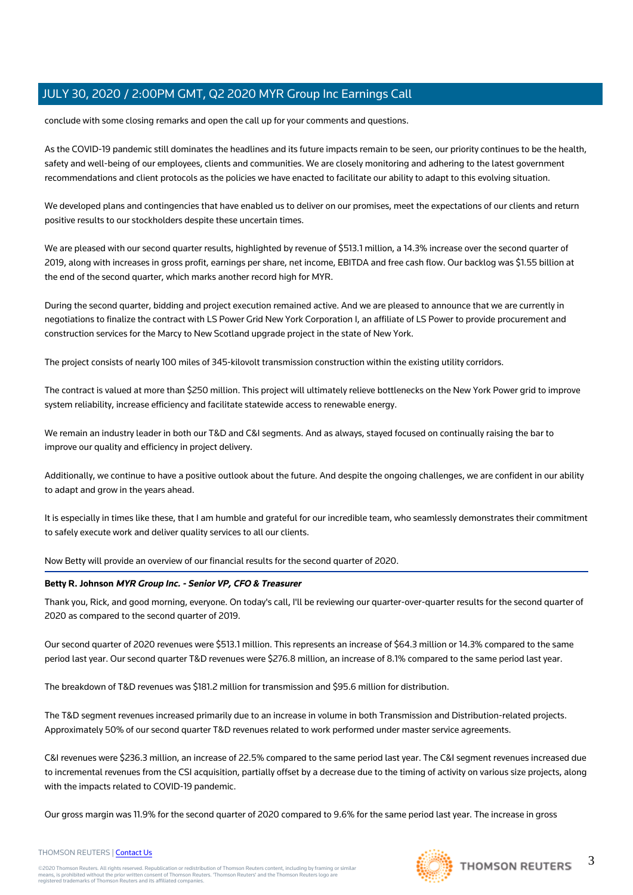conclude with some closing remarks and open the call up for your comments and questions.

As the COVID-19 pandemic still dominates the headlines and its future impacts remain to be seen, our priority continues to be the health, safety and well-being of our employees, clients and communities. We are closely monitoring and adhering to the latest government recommendations and client protocols as the policies we have enacted to facilitate our ability to adapt to this evolving situation.

We developed plans and contingencies that have enabled us to deliver on our promises, meet the expectations of our clients and return positive results to our stockholders despite these uncertain times.

We are pleased with our second quarter results, highlighted by revenue of $513.1 million, a 14.3% increase over the second quarter of 2019, along with increases in gross profit, earnings per share, net income, EBITDA and free cash flow. Our backlog was $1.55 billion at the end of the second quarter, which marks another record high for MYR.

During the second quarter, bidding and project execution remained active. And we are pleased to announce that we are currently in negotiations to finalize the contract with LS Power Grid New York Corporation I, an affiliate of LS Power to provide procurement and construction services for the Marcy to New Scotland upgrade project in the state of New York.

The project consists of nearly 100 miles of 345-kilovolt transmission construction within the existing utility corridors.

The contract is valued at more than $250 million. This project will ultimately relieve bottlenecks on the New York Power grid to improve system reliability, increase efficiency and facilitate statewide access to renewable energy.

We remain an industry leader in both our T&D and C&I segments. And as always, stayed focused on continually raising the bar to improve our quality and efficiency in project delivery.

Additionally, we continue to have a positive outlook about the future. And despite the ongoing challenges, we are confident in our ability to adapt and grow in the years ahead.

It is especially in times like these, that I am humble and grateful for our incredible team, who seamlessly demonstrates their commitment to safely execute work and deliver quality services to all our clients.

Now Betty will provide an overview of our financial results for the second quarter of 2020.

---

**Betty R. Johnson** ***MYR Group Inc. - Senior VP, CFO & Treasurer***

Thank you, Rick, and good morning, everyone. On today's call, I'll be reviewing our quarter-over-quarter results for the second quarter of 2020 as compared to the second quarter of 2019.

Our second quarter of 2020 revenues were $513.1 million. This represents an increase of $64.3 million or 14.3% compared to the same period last year. Our second quarter T&D revenues were $276.8 million, an increase of 8.1% compared to the same period last year.

The breakdown of T&D revenues was $181.2 million for transmission and $95.6 million for distribution.

The T&D segment revenues increased primarily due to an increase in volume in both Transmission and Distribution-related projects. Approximately 50% of our second quarter T&D revenues related to work performed under master service agreements.

C&I revenues were $236.3 million, an increase of 22.5% compared to the same period last year. The C&I segment revenues increased due to incremental revenues from the CSI acquisition, partially offset by a decrease due to the timing of activity on various size projects, along with the impacts related to COVID-19 pandemic.

Our gross margin was 11.9% for the second quarter of 2020 compared to 9.6% for the same period last year. The increase in gross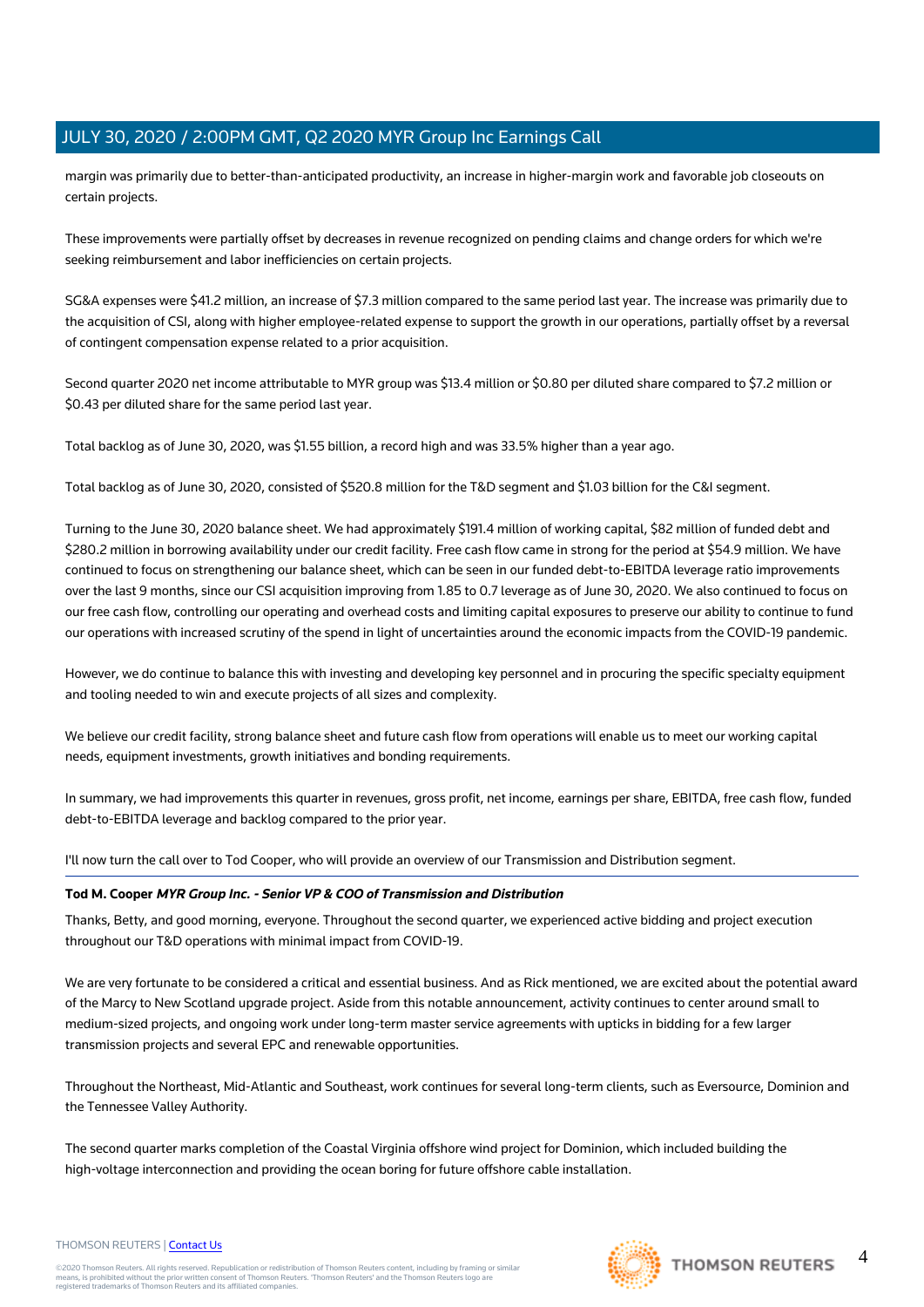margin was primarily due to better-than-anticipated productivity, an increase in higher-margin work and favorable job closeouts on certain projects.

These improvements were partially offset by decreases in revenue recognized on pending claims and change orders for which we're seeking reimbursement and labor inefficiencies on certain projects.

SG&A expenses were $41.2 million, an increase of $7.3 million compared to the same period last year. The increase was primarily due to the acquisition of CSI, along with higher employee-related expense to support the growth in our operations, partially offset by a reversal of contingent compensation expense related to a prior acquisition.

Second quarter 2020 net income attributable to MYR group was $13.4 million or $0.80 per diluted share compared to $7.2 million or $0.43 per diluted share for the same period last year.

Total backlog as of June 30, 2020, was $1.55 billion, a record high and was 33.5% higher than a year ago.

Total backlog as of June 30, 2020, consisted of $520.8 million for the T&D segment and $1.03 billion for the C&I segment.

Turning to the June 30, 2020 balance sheet. We had approximately $191.4 million of working capital, $82 million of funded debt and $280.2 million in borrowing availability under our credit facility. Free cash flow came in strong for the period at $54.9 million. We have continued to focus on strengthening our balance sheet, which can be seen in our funded debt-to-EBITDA leverage ratio improvements over the last 9 months, since our CSI acquisition improving from 1.85 to 0.7 leverage as of June 30, 2020. We also continued to focus on our free cash flow, controlling our operating and overhead costs and limiting capital exposures to preserve our ability to continue to fund our operations with increased scrutiny of the spend in light of uncertainties around the economic impacts from the COVID-19 pandemic.

However, we do continue to balance this with investing and developing key personnel and in procuring the specific specialty equipment and tooling needed to win and execute projects of all sizes and complexity.

We believe our credit facility, strong balance sheet and future cash flow from operations will enable us to meet our working capital needs, equipment investments, growth initiatives and bonding requirements.

In summary, we had improvements this quarter in revenues, gross profit, net income, earnings per share, EBITDA, free cash flow, funded debt-to-EBITDA leverage and backlog compared to the prior year.

I'll now turn the call over to Tod Cooper, who will provide an overview of our Transmission and Distribution segment.

---

**Tod M. Cooper** ***MYR Group Inc. - Senior VP & COO of Transmission and Distribution***

Thanks, Betty, and good morning, everyone. Throughout the second quarter, we experienced active bidding and project execution throughout our T&D operations with minimal impact from COVID-19.

We are very fortunate to be considered a critical and essential business. And as Rick mentioned, we are excited about the potential award of the Marcy to New Scotland upgrade project. Aside from this notable announcement, activity continues to center around small to medium-sized projects, and ongoing work under long-term master service agreements with upticks in bidding for a few larger transmission projects and several EPC and renewable opportunities.

Throughout the Northeast, Mid-Atlantic and Southeast, work continues for several long-term clients, such as Eversource, Dominion and the Tennessee Valley Authority.

The second quarter marks completion of the Coastal Virginia offshore wind project for Dominion, which included building the high-voltage interconnection and providing the ocean boring for future offshore cable installation.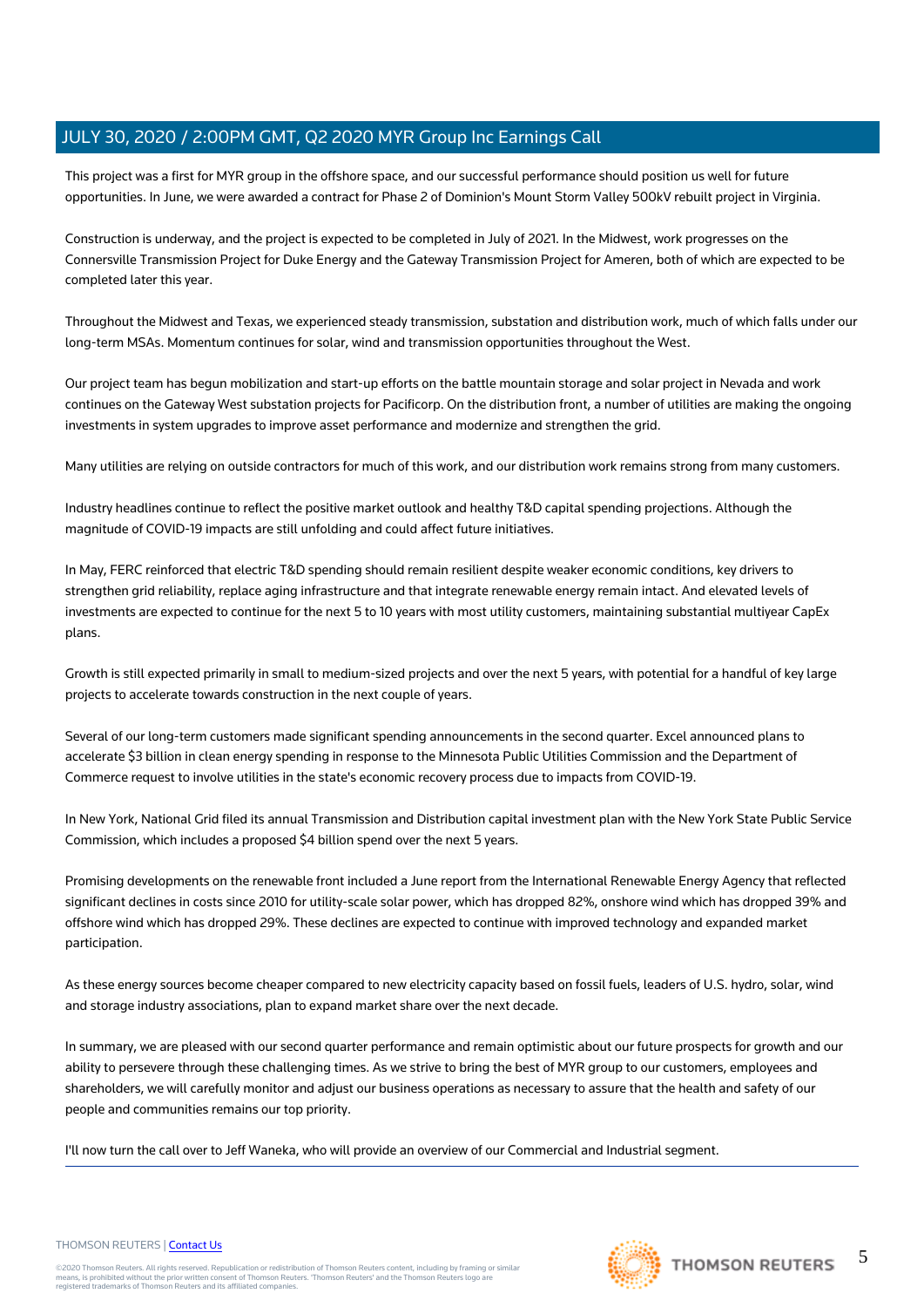This project was a first for MYR group in the offshore space, and our successful performance should position us well for future opportunities. In June, we were awarded a contract for Phase 2 of Dominion's Mount Storm Valley 500kV rebuilt project in Virginia.

Construction is underway, and the project is expected to be completed in July of 2021. In the Midwest, work progresses on the Connersville Transmission Project for Duke Energy and the Gateway Transmission Project for Ameren, both of which are expected to be completed later this year.

Throughout the Midwest and Texas, we experienced steady transmission, substation and distribution work, much of which falls under our long-term MSAs. Momentum continues for solar, wind and transmission opportunities throughout the West.

Our project team has begun mobilization and start-up efforts on the battle mountain storage and solar project in Nevada and work continues on the Gateway West substation projects for Pacificorp. On the distribution front, a number of utilities are making the ongoing investments in system upgrades to improve asset performance and modernize and strengthen the grid.

Many utilities are relying on outside contractors for much of this work, and our distribution work remains strong from many customers.

Industry headlines continue to reflect the positive market outlook and healthy T&D capital spending projections. Although the magnitude of COVID-19 impacts are still unfolding and could affect future initiatives.

In May, FERC reinforced that electric T&D spending should remain resilient despite weaker economic conditions, key drivers to strengthen grid reliability, replace aging infrastructure and that integrate renewable energy remain intact. And elevated levels of investments are expected to continue for the next 5 to 10 years with most utility customers, maintaining substantial multiyear CapEx plans.

Growth is still expected primarily in small to medium-sized projects and over the next 5 years, with potential for a handful of key large projects to accelerate towards construction in the next couple of years.

Several of our long-term customers made significant spending announcements in the second quarter. Excel announced plans to accelerate $3 billion in clean energy spending in response to the Minnesota Public Utilities Commission and the Department of Commerce request to involve utilities in the state's economic recovery process due to impacts from COVID-19.

In New York, National Grid filed its annual Transmission and Distribution capital investment plan with the New York State Public Service Commission, which includes a proposed $4 billion spend over the next 5 years.

Promising developments on the renewable front included a June report from the International Renewable Energy Agency that reflected significant declines in costs since 2010 for utility-scale solar power, which has dropped 82%, onshore wind which has dropped 39% and offshore wind which has dropped 29%. These declines are expected to continue with improved technology and expanded market participation.

As these energy sources become cheaper compared to new electricity capacity based on fossil fuels, leaders of U.S. hydro, solar, wind and storage industry associations, plan to expand market share over the next decade.

In summary, we are pleased with our second quarter performance and remain optimistic about our future prospects for growth and our ability to persevere through these challenging times. As we strive to bring the best of MYR group to our customers, employees and shareholders, we will carefully monitor and adjust our business operations as necessary to assure that the health and safety of our people and communities remains our top priority.

I'll now turn the call over to Jeff Waneka, who will provide an overview of our Commercial and Industrial segment.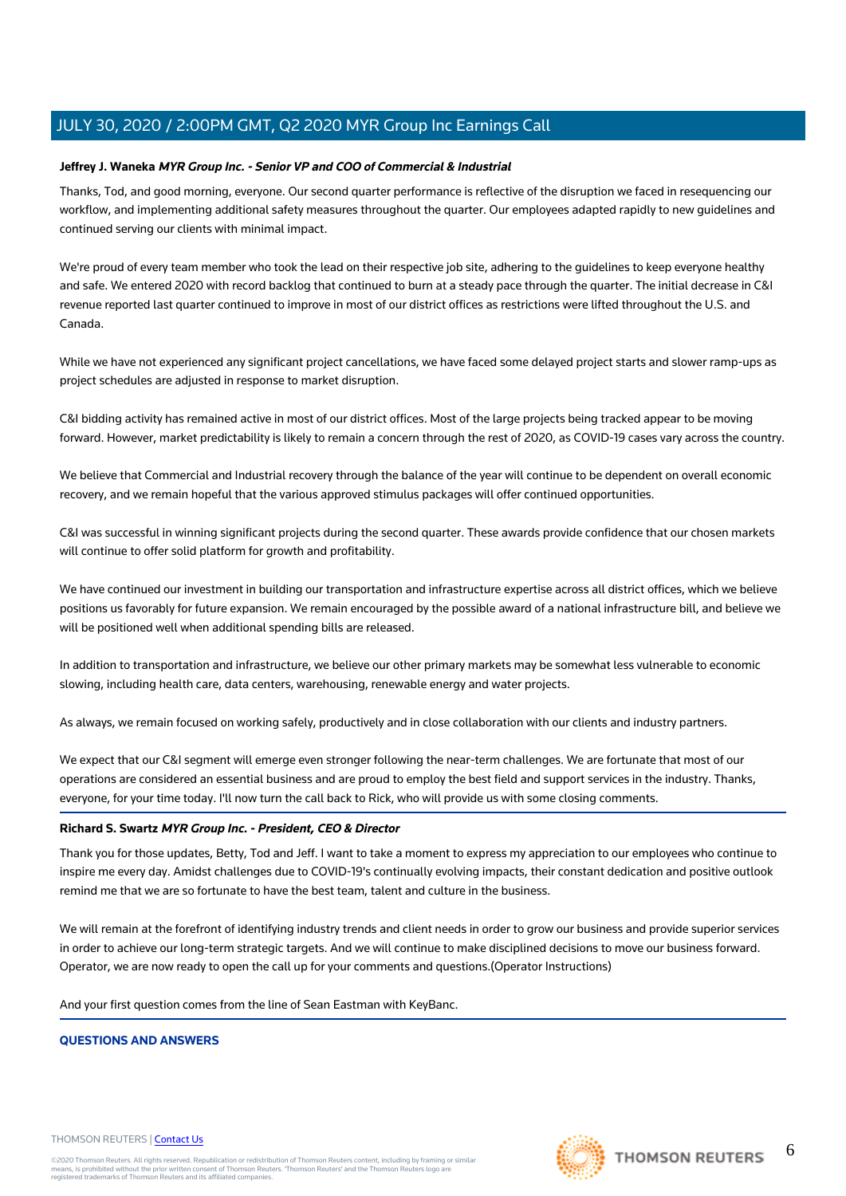**Jeffrey J. Waneka** ***MYR Group Inc. - Senior VP and COO of Commercial & Industrial***

Thanks, Tod, and good morning, everyone. Our second quarter performance is reflective of the disruption we faced in resequencing our workflow, and implementing additional safety measures throughout the quarter. Our employees adapted rapidly to new guidelines and continued serving our clients with minimal impact.

We're proud of every team member who took the lead on their respective job site, adhering to the guidelines to keep everyone healthy and safe. We entered 2020 with record backlog that continued to burn at a steady pace through the quarter. The initial decrease in C&I revenue reported last quarter continued to improve in most of our district offices as restrictions were lifted throughout the U.S. and Canada.

While we have not experienced any significant project cancellations, we have faced some delayed project starts and slower ramp-ups as project schedules are adjusted in response to market disruption.

C&I bidding activity has remained active in most of our district offices. Most of the large projects being tracked appear to be moving forward. However, market predictability is likely to remain a concern through the rest of 2020, as COVID-19 cases vary across the country.

We believe that Commercial and Industrial recovery through the balance of the year will continue to be dependent on overall economic recovery, and we remain hopeful that the various approved stimulus packages will offer continued opportunities.

C&I was successful in winning significant projects during the second quarter. These awards provide confidence that our chosen markets will continue to offer solid platform for growth and profitability.

We have continued our investment in building our transportation and infrastructure expertise across all district offices, which we believe positions us favorably for future expansion. We remain encouraged by the possible award of a national infrastructure bill, and believe we will be positioned well when additional spending bills are released.

In addition to transportation and infrastructure, we believe our other primary markets may be somewhat less vulnerable to economic slowing, including health care, data centers, warehousing, renewable energy and water projects.

As always, we remain focused on working safely, productively and in close collaboration with our clients and industry partners.

We expect that our C&I segment will emerge even stronger following the near-term challenges. We are fortunate that most of our operations are considered an essential business and are proud to employ the best field and support services in the industry. Thanks, everyone, for your time today. I'll now turn the call back to Rick, who will provide us with some closing comments.

---

**Richard S. Swartz** ***MYR Group Inc. - President, CEO & Director***

Thank you for those updates, Betty, Tod and Jeff. I want to take a moment to express my appreciation to our employees who continue to inspire me every day. Amidst challenges due to COVID-19's continually evolving impacts, their constant dedication and positive outlook remind me that we are so fortunate to have the best team, talent and culture in the business.

We will remain at the forefront of identifying industry trends and client needs in order to grow our business and provide superior services in order to achieve our long-term strategic targets. And we will continue to make disciplined decisions to move our business forward. Operator, we are now ready to open the call up for your comments and questions.(Operator Instructions)

And your first question comes from the line of Sean Eastman with KeyBanc.

---

## QUESTIONS AND ANSWERS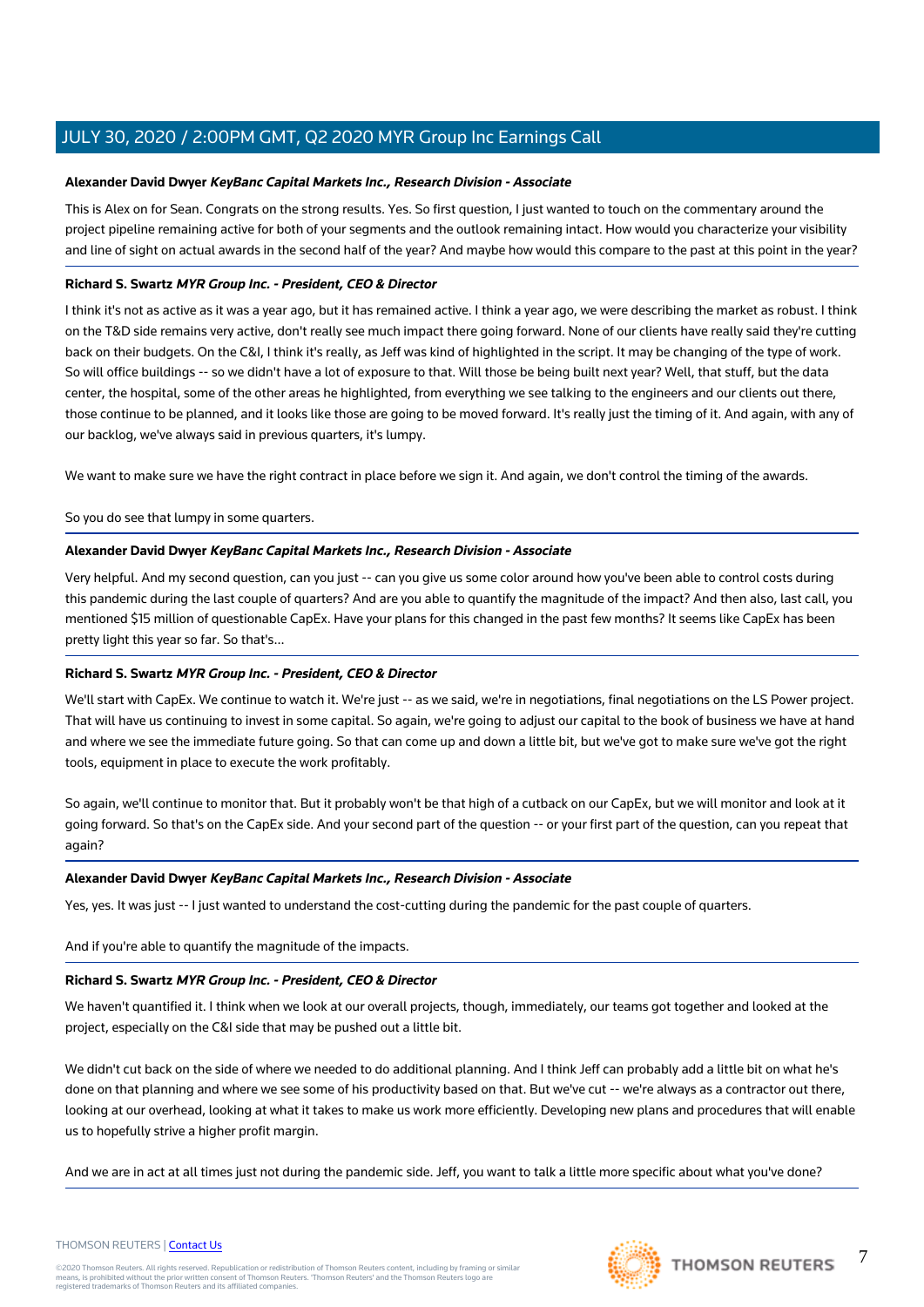**Alexander David Dwyer** ***KeyBanc Capital Markets Inc., Research Division - Associate***

This is Alex on for Sean. Congrats on the strong results. Yes. So first question, I just wanted to touch on the commentary around the project pipeline remaining active for both of your segments and the outlook remaining intact. How would you characterize your visibility and line of sight on actual awards in the second half of the year? And maybe how would this compare to the past at this point in the year?

**Richard S. Swartz** ***MYR Group Inc. - President, CEO & Director***

I think it's not as active as it was a year ago, but it has remained active. I think a year ago, we were describing the market as robust. I think on the T&D side remains very active, don't really see much impact there going forward. None of our clients have really said they're cutting back on their budgets. On the C&I, I think it's really, as Jeff was kind of highlighted in the script. It may be changing of the type of work. So will office buildings -- so we didn't have a lot of exposure to that. Will those be being built next year? Well, that stuff, but the data center, the hospital, some of the other areas he highlighted, from everything we see talking to the engineers and our clients out there, those continue to be planned, and it looks like those are going to be moved forward. It's really just the timing of it. And again, with any of our backlog, we've always said in previous quarters, it's lumpy.

We want to make sure we have the right contract in place before we sign it. And again, we don't control the timing of the awards.

So you do see that lumpy in some quarters.

**Alexander David Dwyer** ***KeyBanc Capital Markets Inc., Research Division - Associate***

Very helpful. And my second question, can you just -- can you give us some color around how you've been able to control costs during this pandemic during the last couple of quarters? And are you able to quantify the magnitude of the impact? And then also, last call, you mentioned $15 million of questionable CapEx. Have your plans for this changed in the past few months? It seems like CapEx has been pretty light this year so far. So that's...

**Richard S. Swartz** ***MYR Group Inc. - President, CEO & Director***

We'll start with CapEx. We continue to watch it. We're just -- as we said, we're in negotiations, final negotiations on the LS Power project. That will have us continuing to invest in some capital. So again, we're going to adjust our capital to the book of business we have at hand and where we see the immediate future going. So that can come up and down a little bit, but we've got to make sure we've got the right tools, equipment in place to execute the work profitably.

So again, we'll continue to monitor that. But it probably won't be that high of a cutback on our CapEx, but we will monitor and look at it going forward. So that's on the CapEx side. And your second part of the question -- or your first part of the question, can you repeat that again?

**Alexander David Dwyer** ***KeyBanc Capital Markets Inc., Research Division - Associate***

Yes, yes. It was just -- I just wanted to understand the cost-cutting during the pandemic for the past couple of quarters.

And if you're able to quantify the magnitude of the impacts.

**Richard S. Swartz** ***MYR Group Inc. - President, CEO & Director***

We haven't quantified it. I think when we look at our overall projects, though, immediately, our teams got together and looked at the project, especially on the C&I side that may be pushed out a little bit.

We didn't cut back on the side of where we needed to do additional planning. And I think Jeff can probably add a little bit on what he's done on that planning and where we see some of his productivity based on that. But we've cut -- we're always as a contractor out there, looking at our overhead, looking at what it takes to make us work more efficiently. Developing new plans and procedures that will enable us to hopefully strive a higher profit margin.

And we are in act at all times just not during the pandemic side. Jeff, you want to talk a little more specific about what you've done?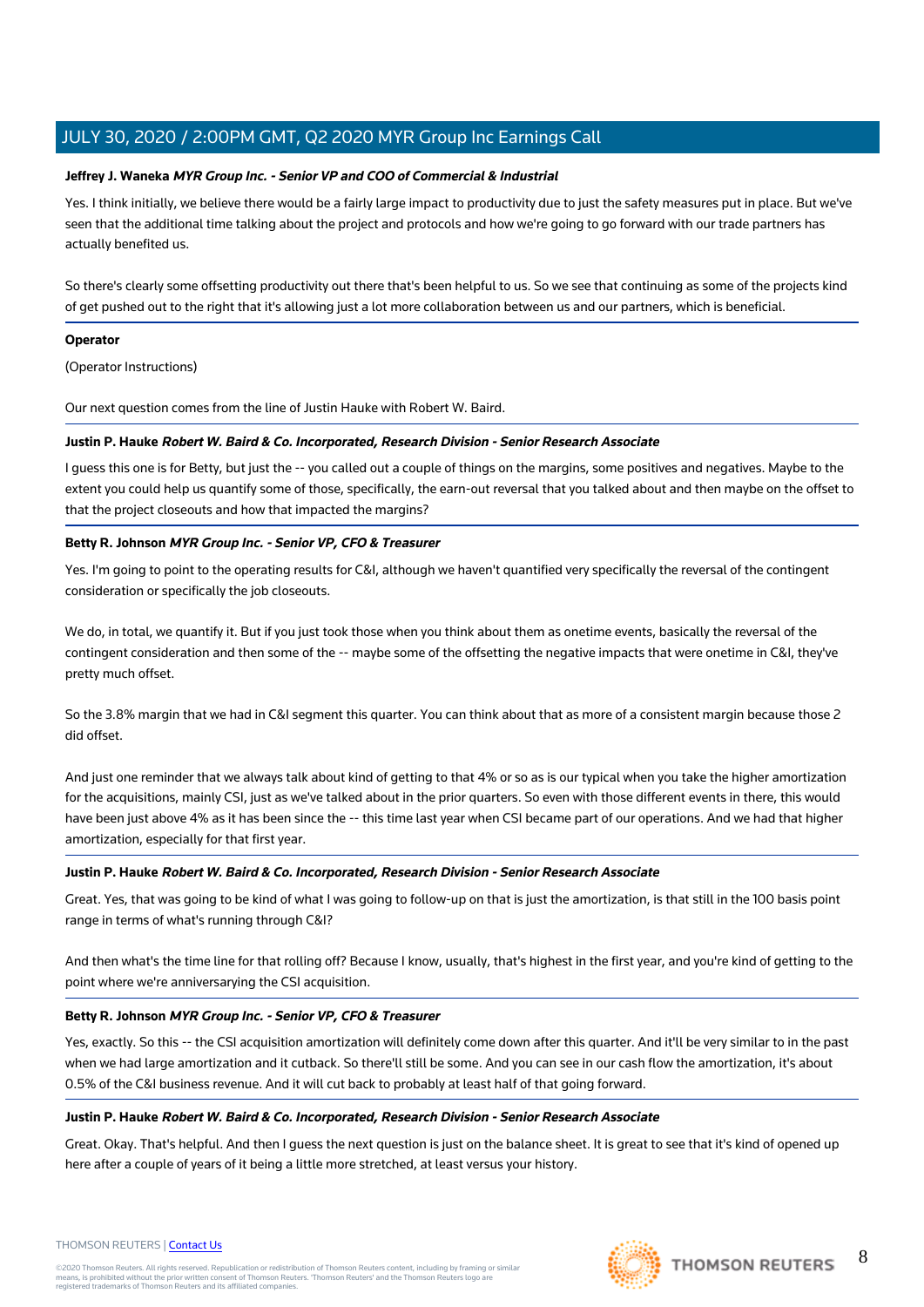**Jeffrey J. Waneka** ***MYR Group Inc. - Senior VP and COO of Commercial & Industrial***

Yes. I think initially, we believe there would be a fairly large impact to productivity due to just the safety measures put in place. But we've seen that the additional time talking about the project and protocols and how we're going to go forward with our trade partners has actually benefited us.

So there's clearly some offsetting productivity out there that's been helpful to us. So we see that continuing as some of the projects kind of get pushed out to the right that it's allowing just a lot more collaboration between us and our partners, which is beneficial.

**Operator**

(Operator Instructions)

Our next question comes from the line of Justin Hauke with Robert W. Baird.

**Justin P. Hauke** ***Robert W. Baird & Co. Incorporated, Research Division - Senior Research Associate***

I guess this one is for Betty, but just the -- you called out a couple of things on the margins, some positives and negatives. Maybe to the extent you could help us quantify some of those, specifically, the earn-out reversal that you talked about and then maybe on the offset to that the project closeouts and how that impacted the margins?

**Betty R. Johnson** ***MYR Group Inc. - Senior VP, CFO & Treasurer***

Yes. I'm going to point to the operating results for C&I, although we haven't quantified very specifically the reversal of the contingent consideration or specifically the job closeouts.

We do, in total, we quantify it. But if you just took those when you think about them as onetime events, basically the reversal of the contingent consideration and then some of the -- maybe some of the offsetting the negative impacts that were onetime in C&I, they've pretty much offset.

So the 3.8% margin that we had in C&I segment this quarter. You can think about that as more of a consistent margin because those 2 did offset.

And just one reminder that we always talk about kind of getting to that 4% or so as is our typical when you take the higher amortization for the acquisitions, mainly CSI, just as we've talked about in the prior quarters. So even with those different events in there, this would have been just above 4% as it has been since the -- this time last year when CSI became part of our operations. And we had that higher amortization, especially for that first year.

**Justin P. Hauke** ***Robert W. Baird & Co. Incorporated, Research Division - Senior Research Associate***

Great. Yes, that was going to be kind of what I was going to follow-up on that is just the amortization, is that still in the 100 basis point range in terms of what's running through C&I?

And then what's the time line for that rolling off? Because I know, usually, that's highest in the first year, and you're kind of getting to the point where we're anniversarying the CSI acquisition.

**Betty R. Johnson** ***MYR Group Inc. - Senior VP, CFO & Treasurer***

Yes, exactly. So this -- the CSI acquisition amortization will definitely come down after this quarter. And it'll be very similar to in the past when we had large amortization and it cutback. So there'll still be some. And you can see in our cash flow the amortization, it's about 0.5% of the C&I business revenue. And it will cut back to probably at least half of that going forward.

**Justin P. Hauke** ***Robert W. Baird & Co. Incorporated, Research Division - Senior Research Associate***

Great. Okay. That's helpful. And then I guess the next question is just on the balance sheet. It is great to see that it's kind of opened up here after a couple of years of it being a little more stretched, at least versus your history.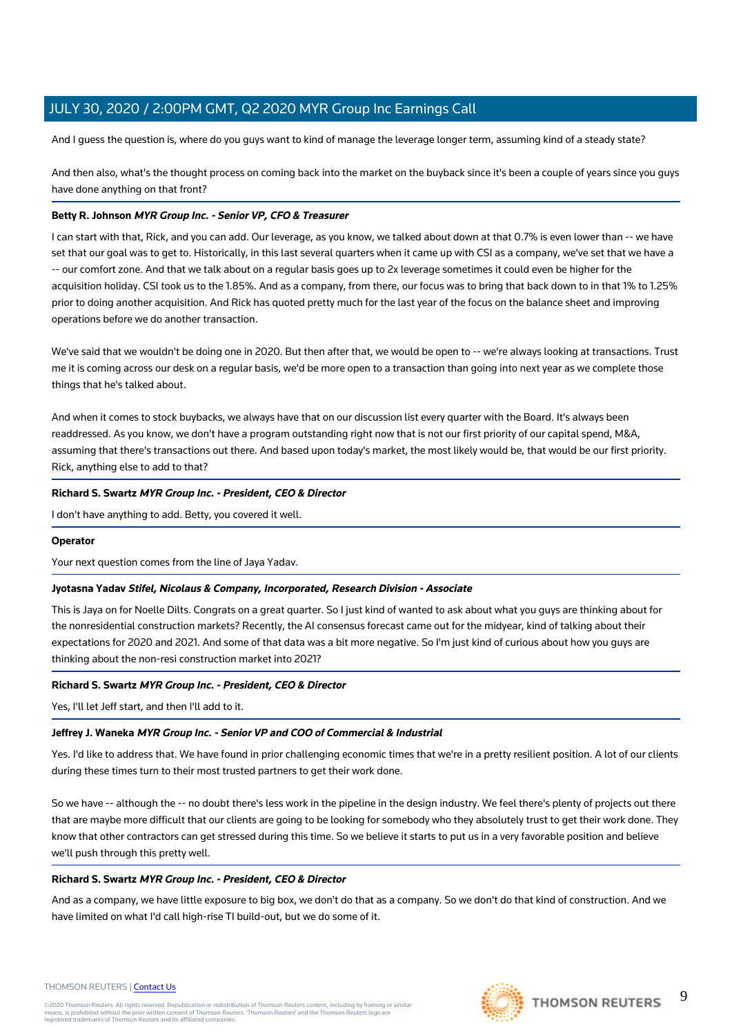And I guess the question is, where do you guys want to kind of manage the leverage longer term, assuming kind of a steady state?

And then also, what's the thought process on coming back into the market on the buyback since it's been a couple of years since you guys have done anything on that front?

**Betty R. Johnson** ***MYR Group Inc. - Senior VP, CFO & Treasurer***

I can start with that, Rick, and you can add. Our leverage, as you know, we talked about down at that 0.7% is even lower than -- we have set that our goal was to get to. Historically, in this last several quarters when it came up with CSI as a company, we've set that we have a -- our comfort zone. And that we talk about on a regular basis goes up to 2x leverage sometimes it could even be higher for the acquisition holiday. CSI took us to the 1.85%. And as a company, from there, our focus was to bring that back down to in that 1% to 1.25% prior to doing another acquisition. And Rick has quoted pretty much for the last year of the focus on the balance sheet and improving operations before we do another transaction.

We've said that we wouldn't be doing one in 2020. But then after that, we would be open to -- we're always looking at transactions. Trust me it is coming across our desk on a regular basis, we'd be more open to a transaction than going into next year as we complete those things that he's talked about.

And when it comes to stock buybacks, we always have that on our discussion list every quarter with the Board. It's always been readdressed. As you know, we don't have a program outstanding right now that is not our first priority of our capital spend, M&A, assuming that there's transactions out there. And based upon today's market, the most likely would be, that would be our first priority. Rick, anything else to add to that?

**Richard S. Swartz** ***MYR Group Inc. - President, CEO & Director***

I don't have anything to add. Betty, you covered it well.

**Operator**

Your next question comes from the line of Jaya Yadav.

**Jyotasna Yadav** ***Stifel, Nicolaus & Company, Incorporated, Research Division - Associate***

This is Jaya on for Noelle Dilts. Congrats on a great quarter. So I just kind of wanted to ask about what you guys are thinking about for the nonresidential construction markets? Recently, the AI consensus forecast came out for the midyear, kind of talking about their expectations for 2020 and 2021. And some of that data was a bit more negative. So I'm just kind of curious about how you guys are thinking about the non-resi construction market into 2021?

**Richard S. Swartz** ***MYR Group Inc. - President, CEO & Director***

Yes, I'll let Jeff start, and then I'll add to it.

**Jeffrey J. Waneka** ***MYR Group Inc. - Senior VP and COO of Commercial & Industrial***

Yes. I'd like to address that. We have found in prior challenging economic times that we're in a pretty resilient position. A lot of our clients during these times turn to their most trusted partners to get their work done.

So we have -- although the -- no doubt there's less work in the pipeline in the design industry. We feel there's plenty of projects out there that are maybe more difficult that our clients are going to be looking for somebody who they absolutely trust to get their work done. They know that other contractors can get stressed during this time. So we believe it starts to put us in a very favorable position and believe we'll push through this pretty well.

**Richard S. Swartz** ***MYR Group Inc. - President, CEO & Director***

And as a company, we have little exposure to big box, we don't do that as a company. So we don't do that kind of construction. And we have limited on what I'd call high-rise TI build-out, but we do some of it.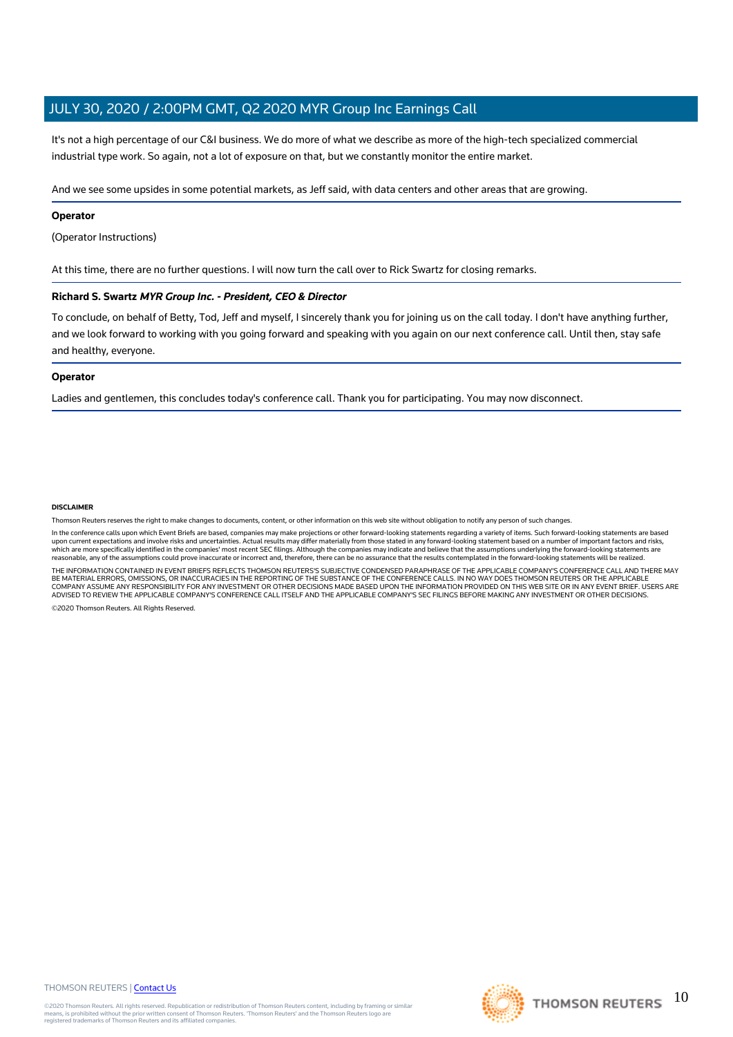It's not a high percentage of our C&I business. We do more of what we describe as more of the high-tech specialized commercial industrial type work. So again, not a lot of exposure on that, but we constantly monitor the entire market.

And we see some upsides in some potential markets, as Jeff said, with data centers and other areas that are growing.

**Operator**

(Operator Instructions)

At this time, there are no further questions. I will now turn the call over to Rick Swartz for closing remarks.

**Richard S. Swartz** ***MYR Group Inc. - President, CEO & Director***

To conclude, on behalf of Betty, Tod, Jeff and myself, I sincerely thank you for joining us on the call today. I don't have anything further, and we look forward to working with you going forward and speaking with you again on our next conference call. Until then, stay safe and healthy, everyone.

**Operator**

Ladies and gentlemen, this concludes today's conference call. Thank you for participating. You may now disconnect.

**DISCLAIMER**

Thomson Reuters reserves the right to make changes to documents, content, or other information on this web site without obligation to notify any person of such changes.

In the conference calls upon which Event Briefs are based, companies may make projections or other forward-looking statements regarding a variety of items. Such forward-looking statements are based upon current expectations and involve risks and uncertainties. Actual results may differ materially from those stated in any forward-looking statement based on a number of important factors and risks, which are more specifically identified in the companies' most recent SEC filings. Although the companies may indicate and believe that the assumptions underlying the forward-looking statements are reasonable, any of the assumptions could prove inaccurate or incorrect and, therefore, there can be no assurance that the results contemplated in the forward-looking statements will be realized.

THE INFORMATION CONTAINED IN EVENT BRIEFS REFLECTS THOMSON REUTERS'S SUBJECTIVE CONDENSED PARAPHRASE OF THE APPLICABLE COMPANY'S CONFERENCE CALL AND THERE MAY BE MATERIAL ERRORS, OMISSIONS, OR INACCURACIES IN THE REPORTING OF THE SUBSTANCE OF THE CONFERENCE CALLS. IN NO WAY DOES THOMSON REUTERS OR THE APPLICABLE COMPANY ASSUME ANY RESPONSIBILITY FOR ANY INVESTMENT OR OTHER DECISIONS MADE BASED UPON THE INFORMATION PROVIDED ON THIS WEB SITE OR IN ANY EVENT BRIEF. USERS ARE ADVISED TO REVIEW THE APPLICABLE COMPANY'S CONFERENCE CALL ITSELF AND THE APPLICABLE COMPANY'S SEC FILINGS BEFORE MAKING ANY INVESTMENT OR OTHER DECISIONS.

©2020 Thomson Reuters. All Rights Reserved.